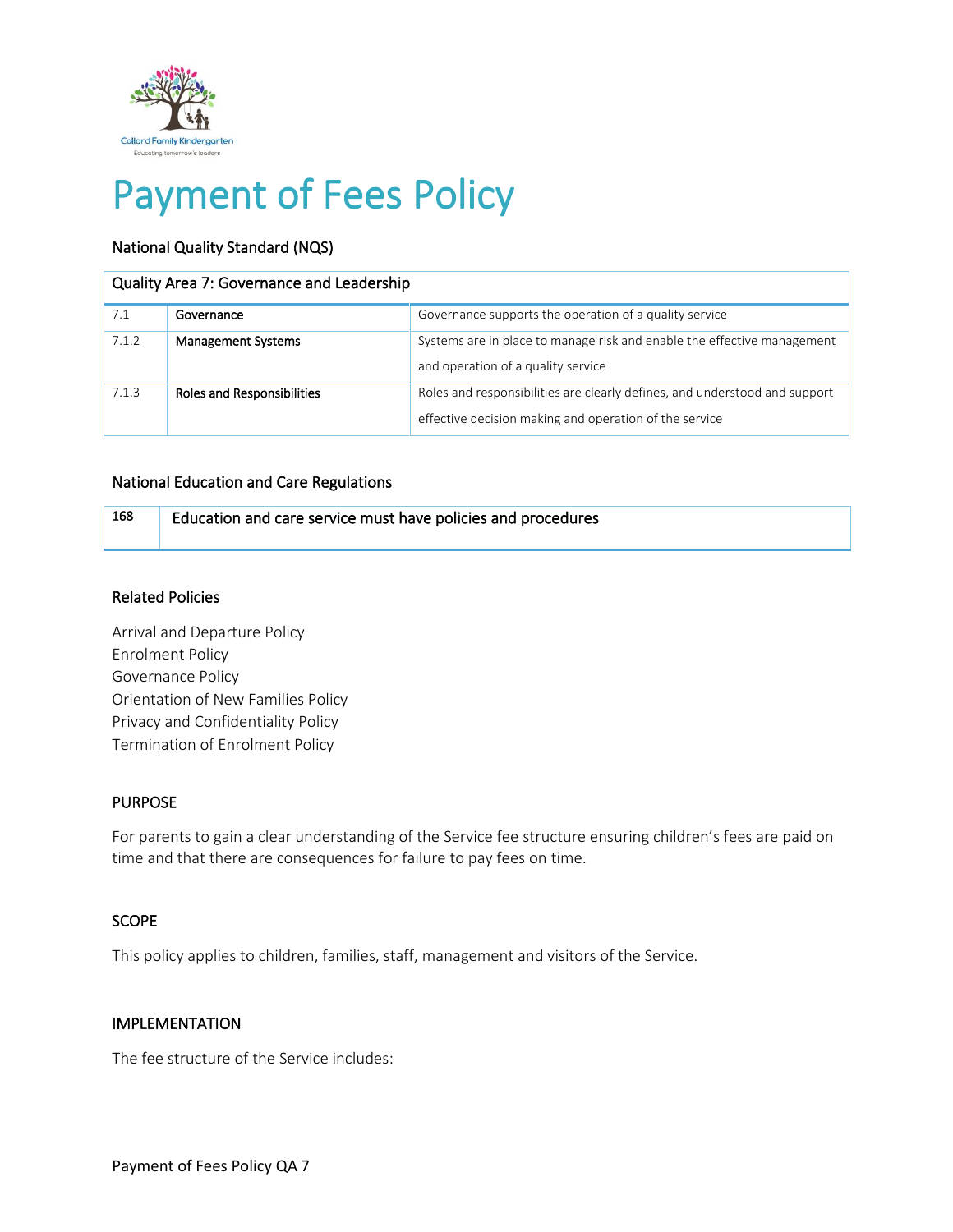# Payment of Fees Policy

National Quality Standard (NQS)

| Quality Area 7: Governance and Leadership | | |
|---|---|---|
| 7.1 | Governance | Governance supports the operation of a quality service |
| 7.1.2 | Management Systems | Systems are in place to manage risk and enable the effective management and operation of a quality service |
| 7.1.3 | Roles and Responsibilities | Roles and responsibilities are clearly defines, and understood and support effective decision making and operation of the service |

National Education and Care Regulations

| | |
|---|---|
| 168 | Education and care service must have policies and procedures |

Related Policies

Arrival and Departure Policy
Enrolment Policy
Governance Policy
Orientation of New Families Policy
Privacy and Confidentiality Policy
Termination of Enrolment Policy

## PURPOSE

For parents to gain a clear understanding of the Service fee structure ensuring children's fees are paid on time and that there are consequences for failure to pay fees on time.

## SCOPE

This policy applies to children, families, staff, management and visitors of the Service.

## IMPLEMENTATION

The fee structure of the Service includes: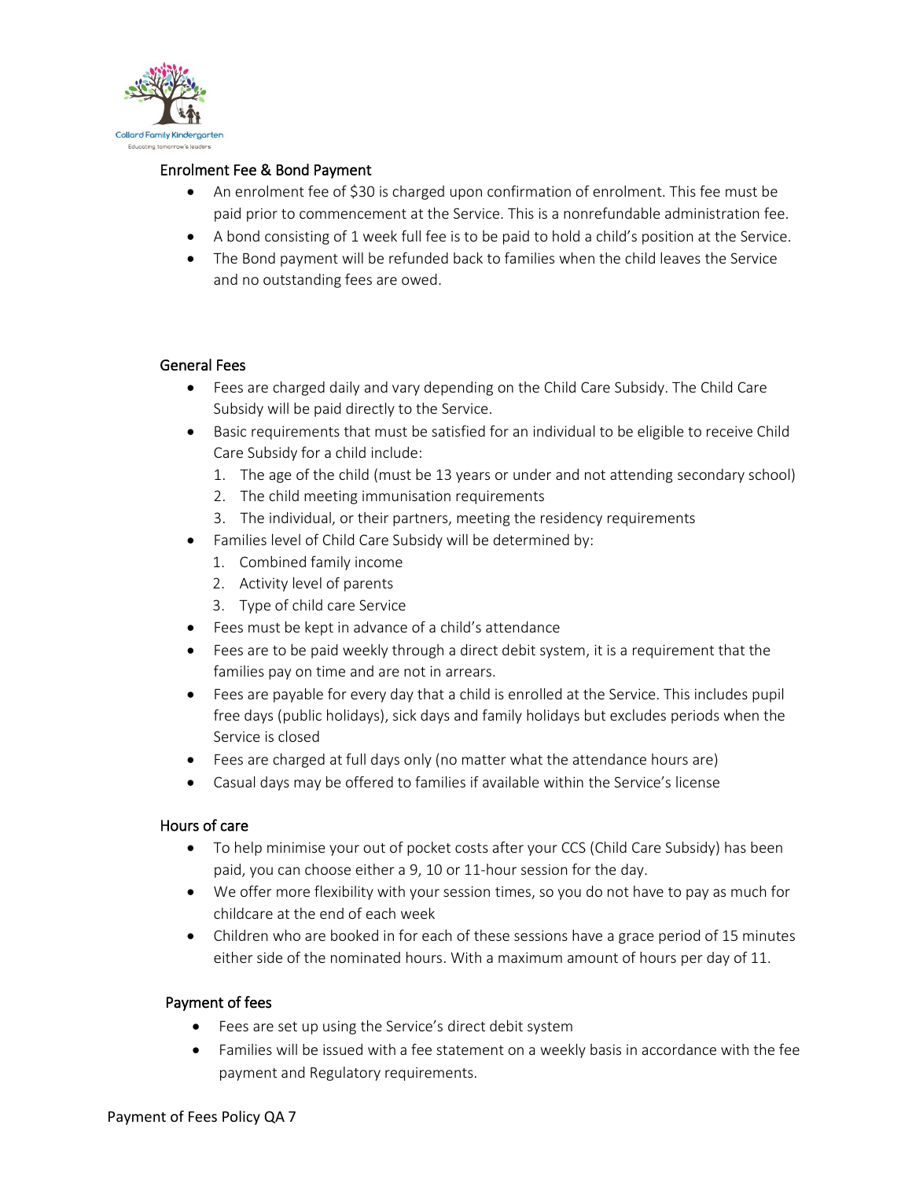## Enrolment Fee & Bond Payment

- An enrolment fee of $30 is charged upon confirmation of enrolment. This fee must be paid prior to commencement at the Service. This is a nonrefundable administration fee.
- A bond consisting of 1 week full fee is to be paid to hold a child's position at the Service.
- The Bond payment will be refunded back to families when the child leaves the Service and no outstanding fees are owed.

## General Fees

- Fees are charged daily and vary depending on the Child Care Subsidy. The Child Care Subsidy will be paid directly to the Service.
- Basic requirements that must be satisfied for an individual to be eligible to receive Child Care Subsidy for a child include:
  1. The age of the child (must be 13 years or under and not attending secondary school)
  2. The child meeting immunisation requirements
  3. The individual, or their partners, meeting the residency requirements
- Families level of Child Care Subsidy will be determined by:
  1. Combined family income
  2. Activity level of parents
  3. Type of child care Service
- Fees must be kept in advance of a child's attendance
- Fees are to be paid weekly through a direct debit system, it is a requirement that the families pay on time and are not in arrears.
- Fees are payable for every day that a child is enrolled at the Service. This includes pupil free days (public holidays), sick days and family holidays but excludes periods when the Service is closed
- Fees are charged at full days only (no matter what the attendance hours are)
- Casual days may be offered to families if available within the Service's license

## Hours of care

- To help minimise your out of pocket costs after your CCS (Child Care Subsidy) has been paid, you can choose either a 9, 10 or 11-hour session for the day.
- We offer more flexibility with your session times, so you do not have to pay as much for childcare at the end of each week
- Children who are booked in for each of these sessions have a grace period of 15 minutes either side of the nominated hours. With a maximum amount of hours per day of 11.

## Payment of fees

- Fees are set up using the Service's direct debit system
- Families will be issued with a fee statement on a weekly basis in accordance with the fee payment and Regulatory requirements.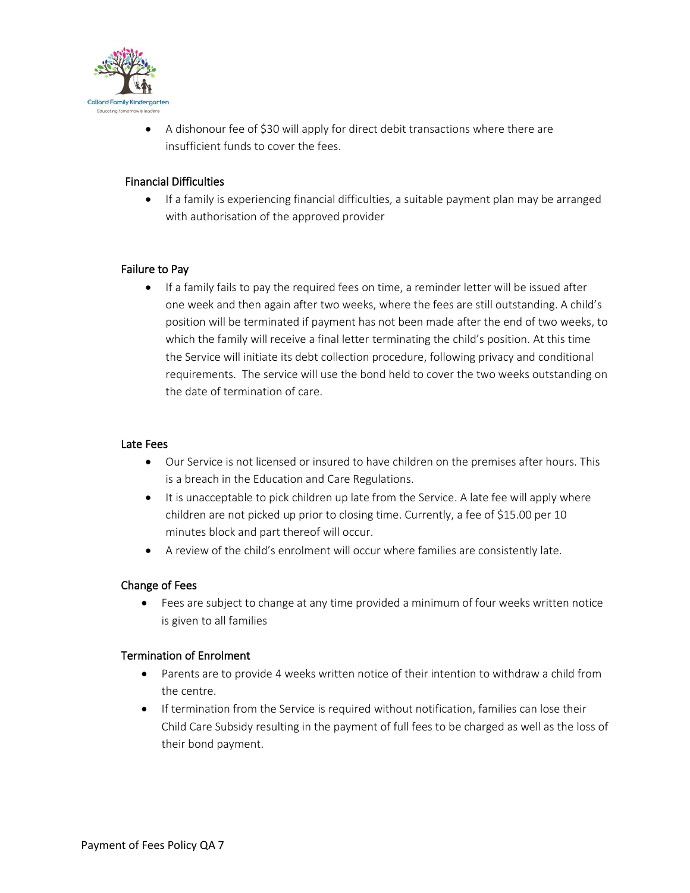- A dishonour fee of $30 will apply for direct debit transactions where there are insufficient funds to cover the fees.

## Financial Difficulties

- If a family is experiencing financial difficulties, a suitable payment plan may be arranged with authorisation of the approved provider

## Failure to Pay

- If a family fails to pay the required fees on time, a reminder letter will be issued after one week and then again after two weeks, where the fees are still outstanding. A child's position will be terminated if payment has not been made after the end of two weeks, to which the family will receive a final letter terminating the child's position. At this time the Service will initiate its debt collection procedure, following privacy and conditional requirements. The service will use the bond held to cover the two weeks outstanding on the date of termination of care.

## Late Fees

- Our Service is not licensed or insured to have children on the premises after hours. This is a breach in the Education and Care Regulations.
- It is unacceptable to pick children up late from the Service. A late fee will apply where children are not picked up prior to closing time. Currently, a fee of $15.00 per 10 minutes block and part thereof will occur.
- A review of the child's enrolment will occur where families are consistently late.

## Change of Fees

- Fees are subject to change at any time provided a minimum of four weeks written notice is given to all families

## Termination of Enrolment

- Parents are to provide 4 weeks written notice of their intention to withdraw a child from the centre.
- If termination from the Service is required without notification, families can lose their Child Care Subsidy resulting in the payment of full fees to be charged as well as the loss of their bond payment.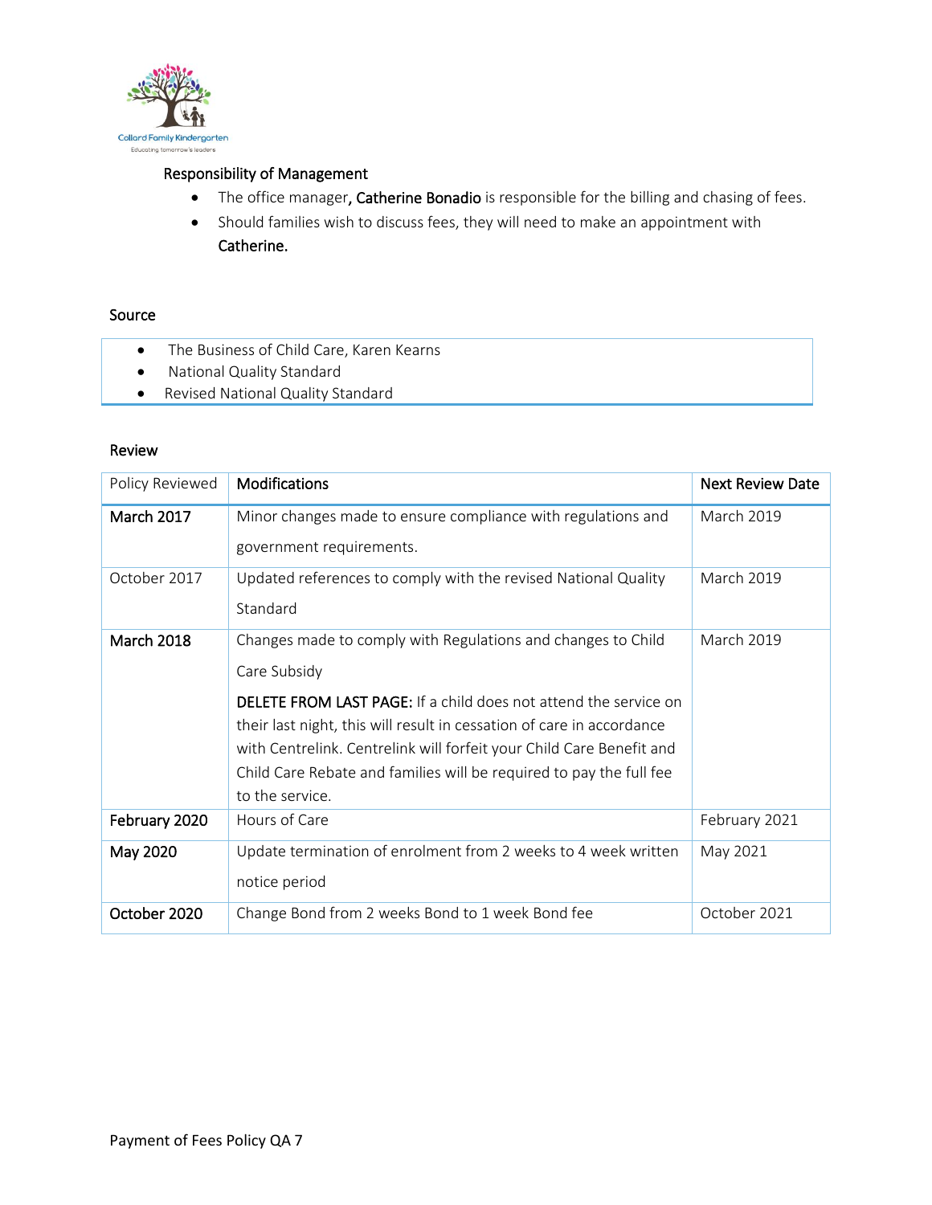### Responsibility of Management

- The office manager**, Catherine Bonadio** is responsible for the billing and chasing of fees.
- Should families wish to discuss fees, they will need to make an appointment with **Catherine.**

### Source

- The Business of Child Care, Karen Kearns
- National Quality Standard
- Revised National Quality Standard

### Review

| Policy Reviewed | Modifications | Next Review Date |
|---|---|---|
| **March 2017** | Minor changes made to ensure compliance with regulations and government requirements. | March 2019 |
| October 2017 | Updated references to comply with the revised National Quality Standard | March 2019 |
| **March 2018** | Changes made to comply with Regulations and changes to Child Care Subsidy<br>**DELETE FROM LAST PAGE:** If a child does not attend the service on their last night, this will result in cessation of care in accordance with Centrelink. Centrelink will forfeit your Child Care Benefit and Child Care Rebate and families will be required to pay the full fee to the service. | March 2019 |
| **February 2020** | Hours of Care | February 2021 |
| **May 2020** | Update termination of enrolment from 2 weeks to 4 week written notice period | May 2021 |
| **October 2020** | Change Bond from 2 weeks Bond to 1 week Bond fee | October 2021 |